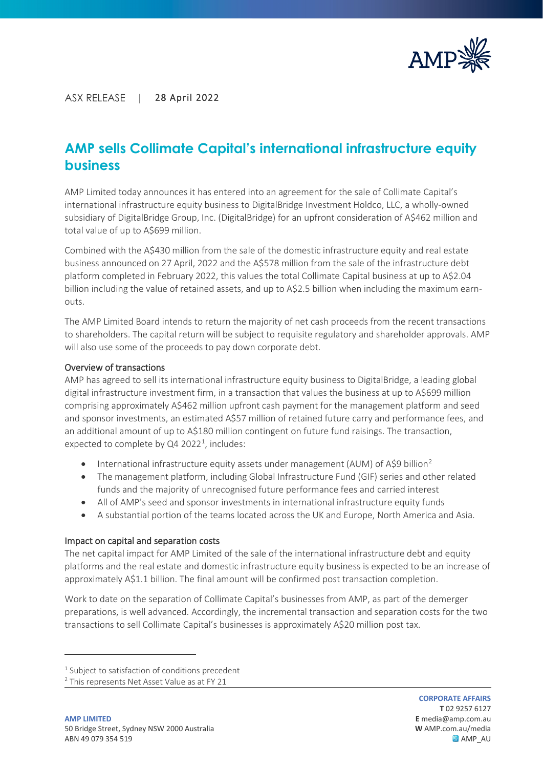ASX RELEASE | 28 April 2022

# AMP sells Collimate Capital's international infrastructure equity business

AMP Limited today announces it has entered into an agreement for the sale of Collimate Capital's international infrastructure equity business to DigitalBridge Investment Holdco, LLC, a wholly-owned subsidiary of DigitalBridge Group, Inc. (DigitalBridge) for an upfront consideration of A$462 million and total value of up to A$699 million.

Combined with the A$430 million from the sale of the domestic infrastructure equity and real estate business announced on 27 April, 2022 and the A$578 million from the sale of the infrastructure debt platform completed in February 2022, this values the total Collimate Capital business at up to A$2.04 billion including the value of retained assets, and up to A$2.5 billion when including the maximum earn-outs.

The AMP Limited Board intends to return the majority of net cash proceeds from the recent transactions to shareholders. The capital return will be subject to requisite regulatory and shareholder approvals. AMP will also use some of the proceeds to pay down corporate debt.

## Overview of transactions

AMP has agreed to sell its international infrastructure equity business to DigitalBridge, a leading global digital infrastructure investment firm, in a transaction that values the business at up to A$699 million comprising approximately A$462 million upfront cash payment for the management platform and seed and sponsor investments, an estimated A$57 million of retained future carry and performance fees, and an additional amount of up to A$180 million contingent on future fund raisings. The transaction, expected to complete by Q4 2022[1], includes:

- International infrastructure equity assets under management (AUM) of A$9 billion[2]
- The management platform, including Global Infrastructure Fund (GIF) series and other related funds and the majority of unrecognised future performance fees and carried interest
- All of AMP's seed and sponsor investments in international infrastructure equity funds
- A substantial portion of the teams located across the UK and Europe, North America and Asia.

## Impact on capital and separation costs

The net capital impact for AMP Limited of the sale of the international infrastructure debt and equity platforms and the real estate and domestic infrastructure equity business is expected to be an increase of approximately A$1.1 billion. The final amount will be confirmed post transaction completion.

Work to date on the separation of Collimate Capital's businesses from AMP, as part of the demerger preparations, is well advanced. Accordingly, the incremental transaction and separation costs for the two transactions to sell Collimate Capital's businesses is approximately A$20 million post tax.

[1] Subject to satisfaction of conditions precedent

[2] This represents Net Asset Value as at FY 21

**AMP LIMITED**
50 Bridge Street, Sydney NSW 2000 Australia
ABN 49 079 354 519

**CORPORATE AFFAIRS**
**T** 02 9257 6127
**E** media@amp.com.au
**W** AMP.com.au/media
AMP_AU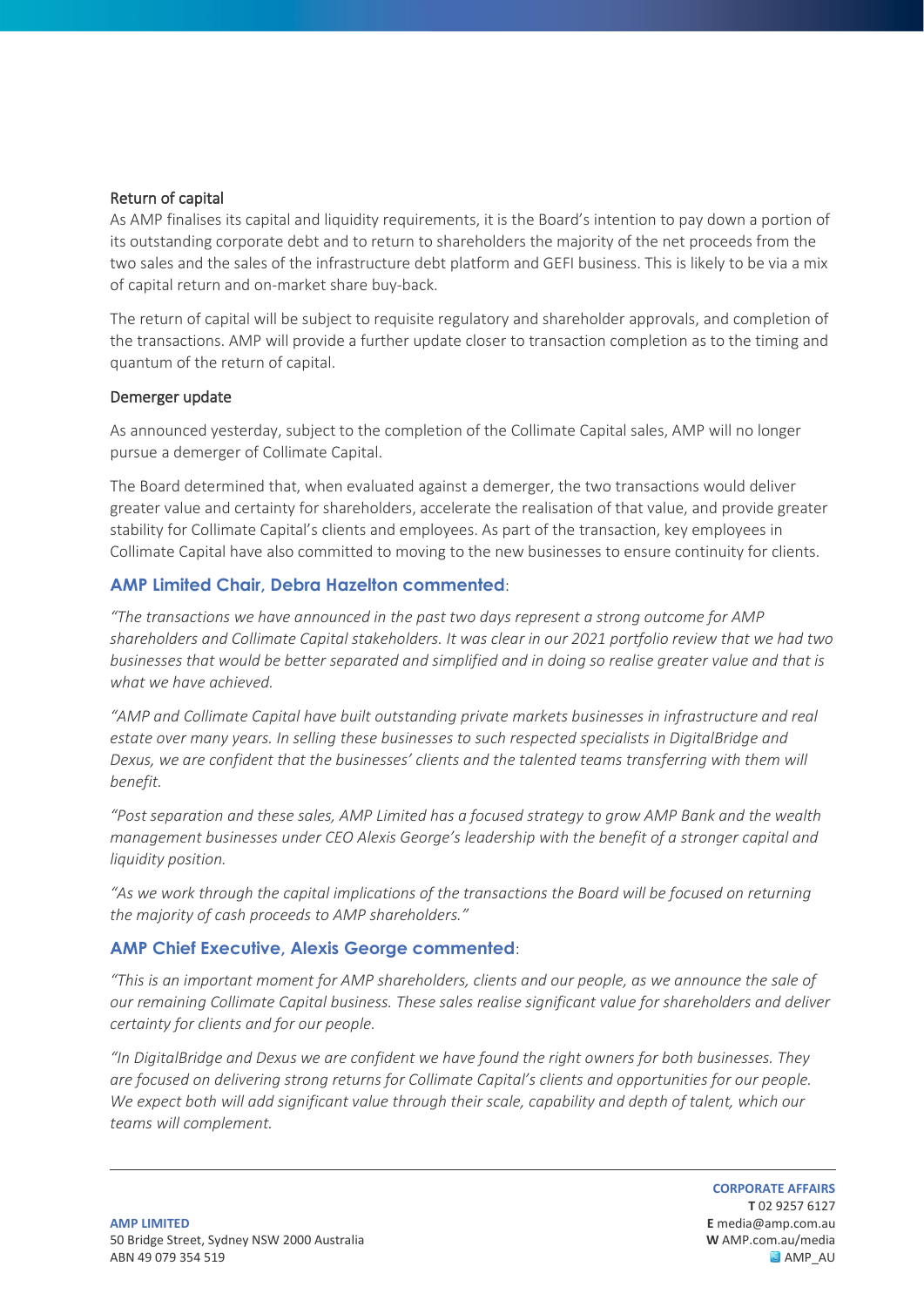## Return of capital

As AMP finalises its capital and liquidity requirements, it is the Board's intention to pay down a portion of its outstanding corporate debt and to return to shareholders the majority of the net proceeds from the two sales and the sales of the infrastructure debt platform and GEFI business. This is likely to be via a mix of capital return and on-market share buy-back.

The return of capital will be subject to requisite regulatory and shareholder approvals, and completion of the transactions. AMP will provide a further update closer to transaction completion as to the timing and quantum of the return of capital.

## Demerger update

As announced yesterday, subject to the completion of the Collimate Capital sales, AMP will no longer pursue a demerger of Collimate Capital.

The Board determined that, when evaluated against a demerger, the two transactions would deliver greater value and certainty for shareholders, accelerate the realisation of that value, and provide greater stability for Collimate Capital's clients and employees. As part of the transaction, key employees in Collimate Capital have also committed to moving to the new businesses to ensure continuity for clients.

### AMP Limited Chair, Debra Hazelton commented:

*"The transactions we have announced in the past two days represent a strong outcome for AMP shareholders and Collimate Capital stakeholders. It was clear in our 2021 portfolio review that we had two businesses that would be better separated and simplified and in doing so realise greater value and that is what we have achieved.*

*"AMP and Collimate Capital have built outstanding private markets businesses in infrastructure and real estate over many years. In selling these businesses to such respected specialists in DigitalBridge and Dexus, we are confident that the businesses' clients and the talented teams transferring with them will benefit.*

*"Post separation and these sales, AMP Limited has a focused strategy to grow AMP Bank and the wealth management businesses under CEO Alexis George's leadership with the benefit of a stronger capital and liquidity position.*

*"As we work through the capital implications of the transactions the Board will be focused on returning the majority of cash proceeds to AMP shareholders."*

### AMP Chief Executive, Alexis George commented:

*"This is an important moment for AMP shareholders, clients and our people, as we announce the sale of our remaining Collimate Capital business. These sales realise significant value for shareholders and deliver certainty for clients and for our people.*

*"In DigitalBridge and Dexus we are confident we have found the right owners for both businesses. They are focused on delivering strong returns for Collimate Capital's clients and opportunities for our people. We expect both will add significant value through their scale, capability and depth of talent, which our teams will complement.*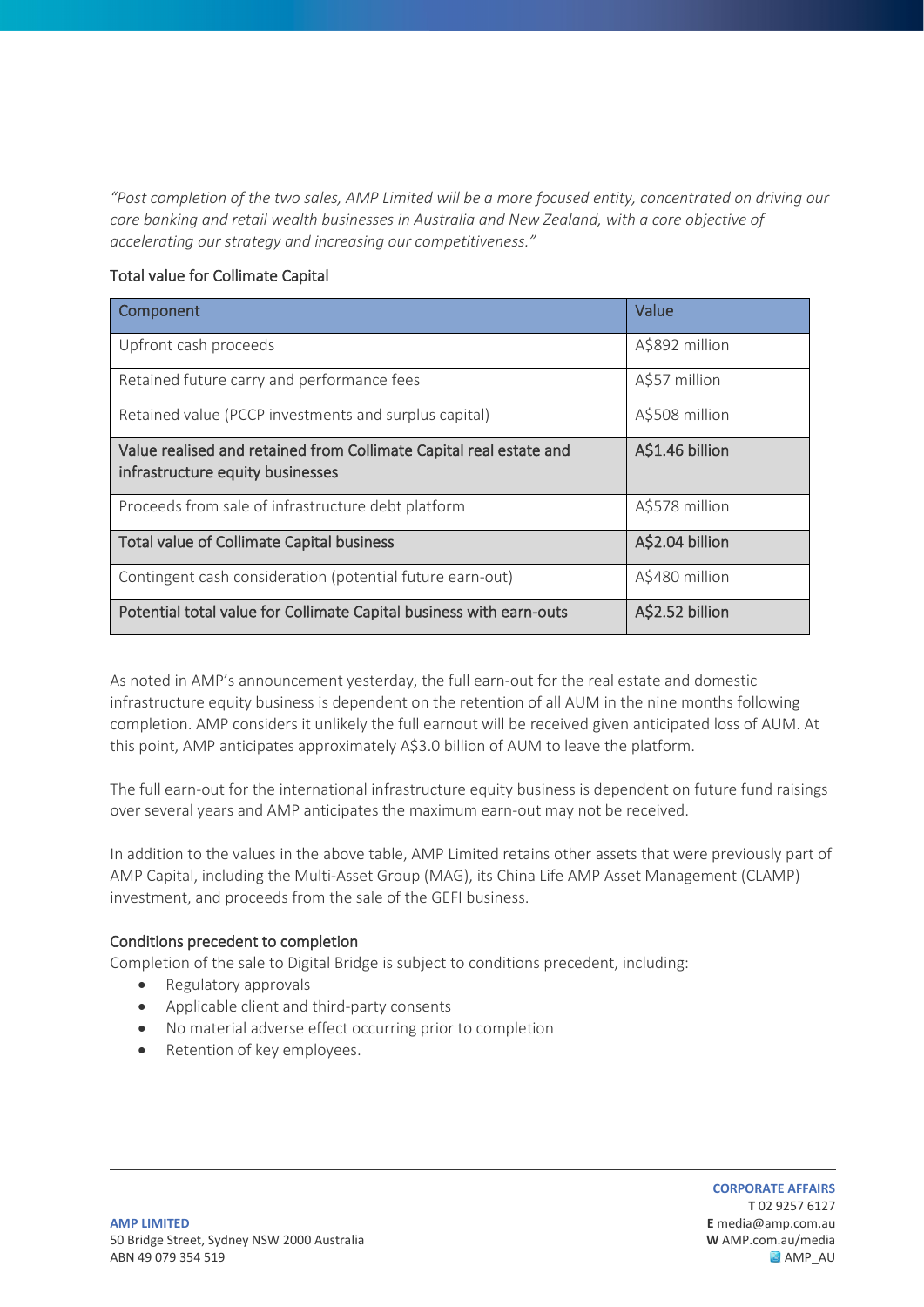*"Post completion of the two sales, AMP Limited will be a more focused entity, concentrated on driving our core banking and retail wealth businesses in Australia and New Zealand, with a core objective of accelerating our strategy and increasing our competitiveness."*

Total value for Collimate Capital

| Component | Value |
| --- | --- |
| Upfront cash proceeds | A$892 million |
| Retained future carry and performance fees | A$57 million |
| Retained value (PCCP investments and surplus capital) | A$508 million |
| **Value realised and retained from Collimate Capital real estate and infrastructure equity businesses** | **A$1.46 billion** |
| Proceeds from sale of infrastructure debt platform | A$578 million |
| **Total value of Collimate Capital business** | **A$2.04 billion** |
| Contingent cash consideration (potential future earn-out) | A$480 million |
| **Potential total value for Collimate Capital business with earn-outs** | **A$2.52 billion** |

As noted in AMP's announcement yesterday, the full earn-out for the real estate and domestic infrastructure equity business is dependent on the retention of all AUM in the nine months following completion. AMP considers it unlikely the full earnout will be received given anticipated loss of AUM. At this point, AMP anticipates approximately A$3.0 billion of AUM to leave the platform.

The full earn-out for the international infrastructure equity business is dependent on future fund raisings over several years and AMP anticipates the maximum earn-out may not be received.

In addition to the values in the above table, AMP Limited retains other assets that were previously part of AMP Capital, including the Multi-Asset Group (MAG), its China Life AMP Asset Management (CLAMP) investment, and proceeds from the sale of the GEFI business.

## Conditions precedent to completion

Completion of the sale to Digital Bridge is subject to conditions precedent, including:

- Regulatory approvals
- Applicable client and third-party consents
- No material adverse effect occurring prior to completion
- Retention of key employees.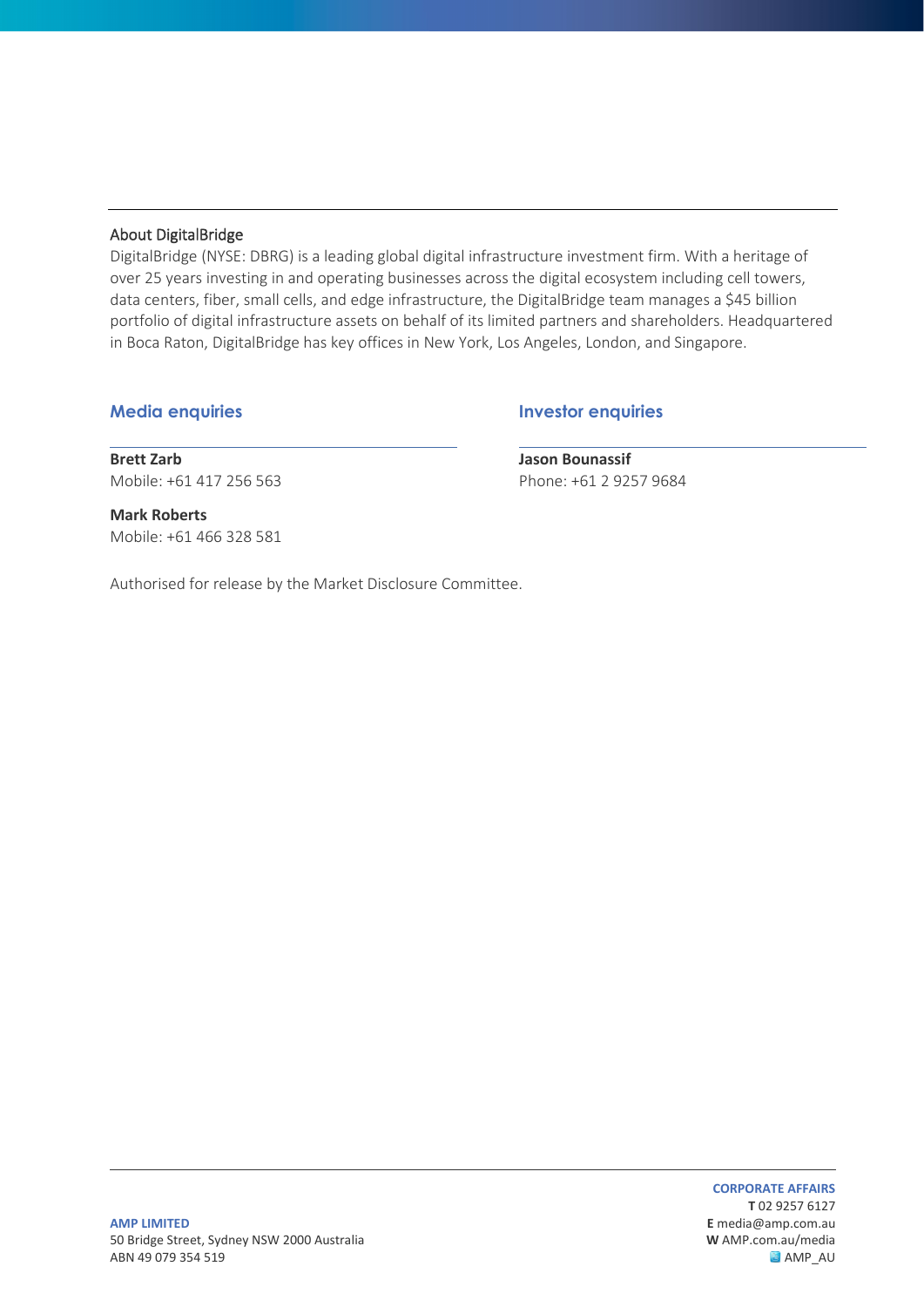### About DigitalBridge

DigitalBridge (NYSE: DBRG) is a leading global digital infrastructure investment firm. With a heritage of over 25 years investing in and operating businesses across the digital ecosystem including cell towers, data centers, fiber, small cells, and edge infrastructure, the DigitalBridge team manages a $45 billion portfolio of digital infrastructure assets on behalf of its limited partners and shareholders. Headquartered in Boca Raton, DigitalBridge has key offices in New York, Los Angeles, London, and Singapore.

## Media enquiries

**Brett Zarb**
Mobile: +61 417 256 563

**Mark Roberts**
Mobile: +61 466 328 581

## Investor enquiries

**Jason Bounassif**
Phone: +61 2 9257 9684

Authorised for release by the Market Disclosure Committee.

**AMP LIMITED**
50 Bridge Street, Sydney NSW 2000 Australia
ABN 49 079 354 519

**CORPORATE AFFAIRS**
**T** 02 9257 6127
**E** media@amp.com.au
**W** AMP.com.au/media
AMP_AU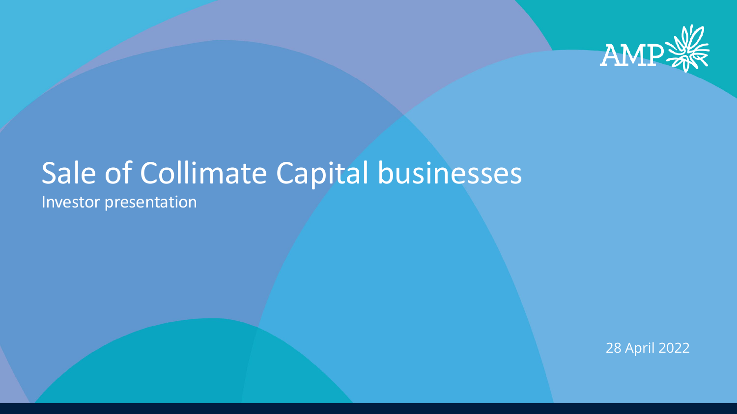# Sale of Collimate Capital businesses

Investor presentation

28 April 2022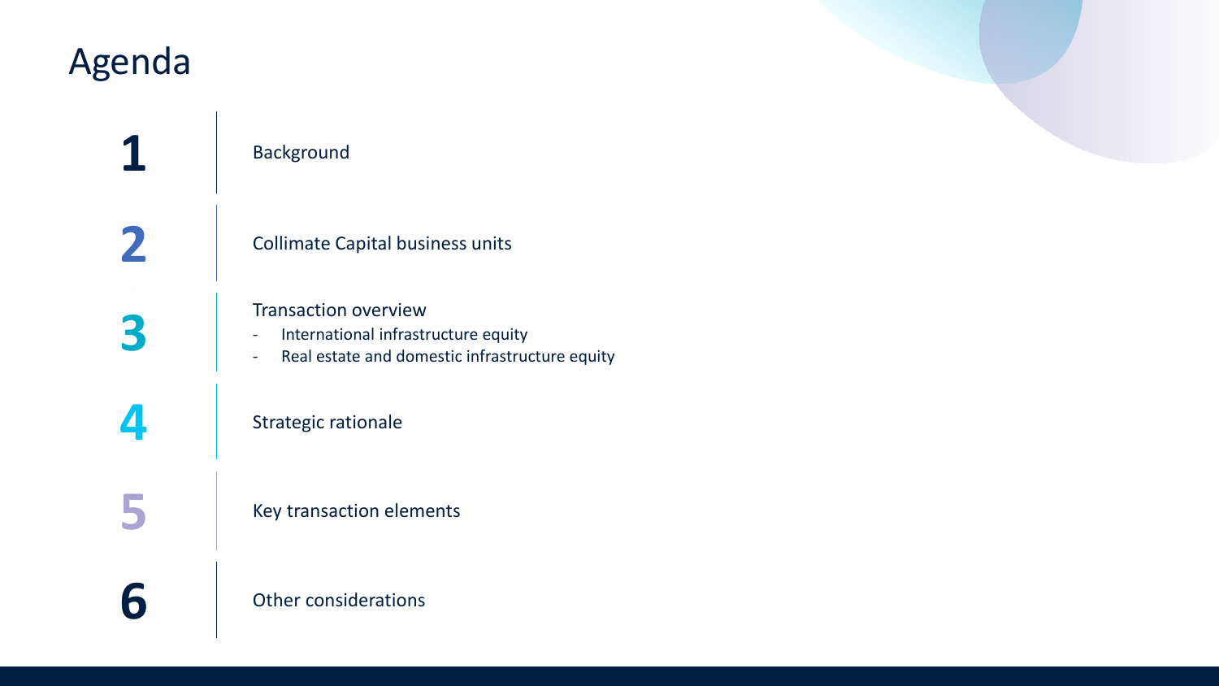# Agenda

1. Background
2. Collimate Capital business units
3. Transaction overview
   - International infrastructure equity
   - Real estate and domestic infrastructure equity
4. Strategic rationale
5. Key transaction elements
6. Other considerations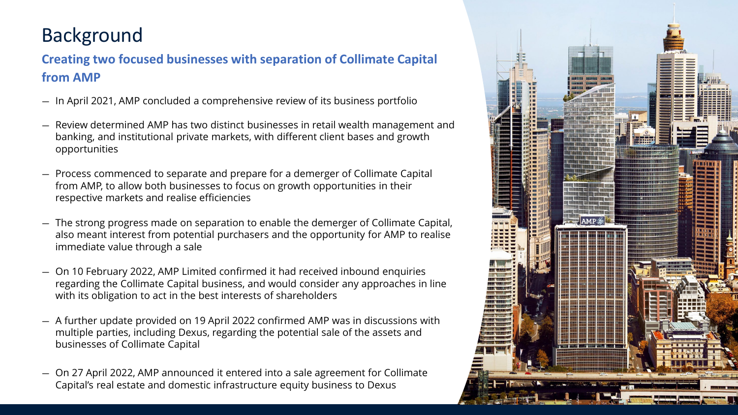# Background

## Creating two focused businesses with separation of Collimate Capital from AMP

- In April 2021, AMP concluded a comprehensive review of its business portfolio
- Review determined AMP has two distinct businesses in retail wealth management and banking, and institutional private markets, with different client bases and growth opportunities
- Process commenced to separate and prepare for a demerger of Collimate Capital from AMP, to allow both businesses to focus on growth opportunities in their respective markets and realise efficiencies
- The strong progress made on separation to enable the demerger of Collimate Capital, also meant interest from potential purchasers and the opportunity for AMP to realise immediate value through a sale
- On 10 February 2022, AMP Limited confirmed it had received inbound enquiries regarding the Collimate Capital business, and would consider any approaches in line with its obligation to act in the best interests of shareholders
- A further update provided on 19 April 2022 confirmed AMP was in discussions with multiple parties, including Dexus, regarding the potential sale of the assets and businesses of Collimate Capital
- On 27 April 2022, AMP announced it entered into a sale agreement for Collimate Capital's real estate and domestic infrastructure equity business to Dexus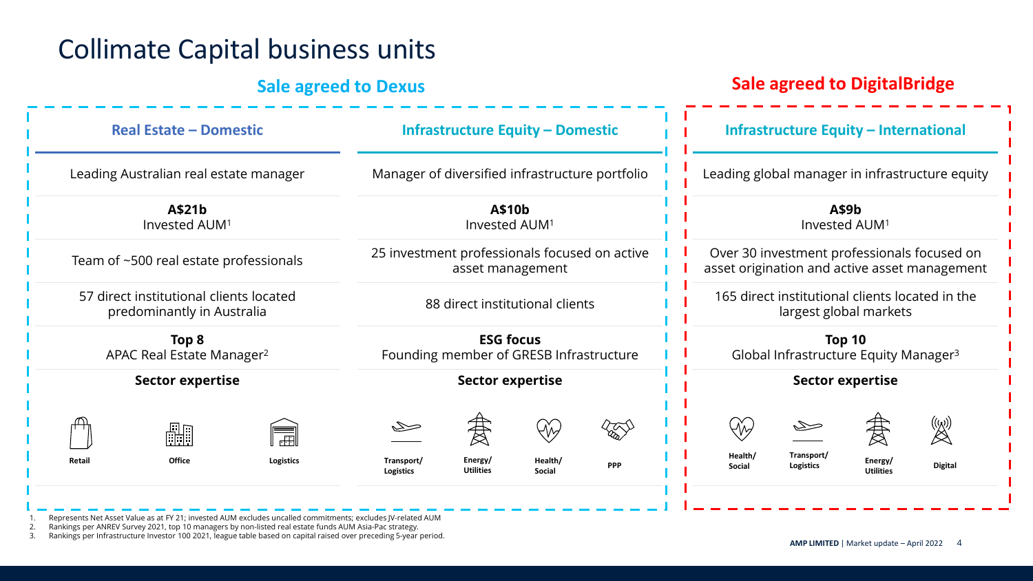# Collimate Capital business units

| | Sale agreed to Dexus | | Sale agreed to DigitalBridge |
|---|---|---|---|
| | **Real Estate – Domestic** | **Infrastructure Equity – Domestic** | **Infrastructure Equity – International** |
| | Leading Australian real estate manager | Manager of diversified infrastructure portfolio | Leading global manager in infrastructure equity |
| | **A$21b** Invested AUM[1] | **A$10b** Invested AUM[1] | **A$9b** Invested AUM[1] |
| | Team of ~500 real estate professionals | 25 investment professionals focused on active asset management | Over 30 investment professionals focused on asset origination and active asset management |
| | 57 direct institutional clients located predominantly in Australia | 88 direct institutional clients | 165 direct institutional clients located in the largest global markets |
| | **Top 8** APAC Real Estate Manager[2] | **ESG focus** Founding member of GRESB Infrastructure | **Top 10** Global Infrastructure Equity Manager[3] |
| **Sector expertise** | Retail, Office, Logistics | Transport/Logistics, Energy/Utilities, Health/Social, PPP | Health/Social, Transport/Logistics, Energy/Utilities, Digital |

1. Represents Net Asset Value as at FY 21; invested AUM excludes uncalled commitments; excludes JV-related AUM
2. Rankings per ANREV Survey 2021, top 10 managers by non-listed real estate funds AUM Asia-Pac strategy.
3. Rankings per Infrastructure Investor 100 2021, league table based on capital raised over preceding 5-year period.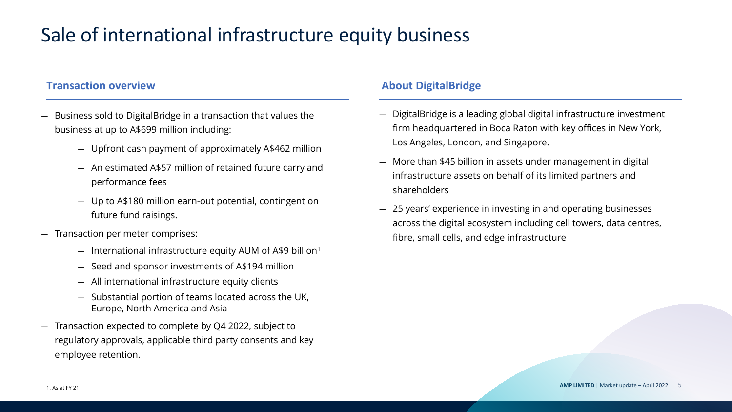# Sale of international infrastructure equity business

## Transaction overview

- Business sold to DigitalBridge in a transaction that values the business at up to A$699 million including:
  - Upfront cash payment of approximately A$462 million
  - An estimated A$57 million of retained future carry and performance fees
  - Up to A$180 million earn-out potential, contingent on future fund raisings.
- Transaction perimeter comprises:
  - International infrastructure equity AUM of A$9 billion[1]
  - Seed and sponsor investments of A$194 million
  - All international infrastructure equity clients
  - Substantial portion of teams located across the UK, Europe, North America and Asia
- Transaction expected to complete by Q4 2022, subject to regulatory approvals, applicable third party consents and key employee retention.

## About DigitalBridge

- DigitalBridge is a leading global digital infrastructure investment firm headquartered in Boca Raton with key offices in New York, Los Angeles, London, and Singapore.
- More than $45 billion in assets under management in digital infrastructure assets on behalf of its limited partners and shareholders
- 25 years' experience in investing in and operating businesses across the digital ecosystem including cell towers, data centres, fibre, small cells, and edge infrastructure

1. As at FY 21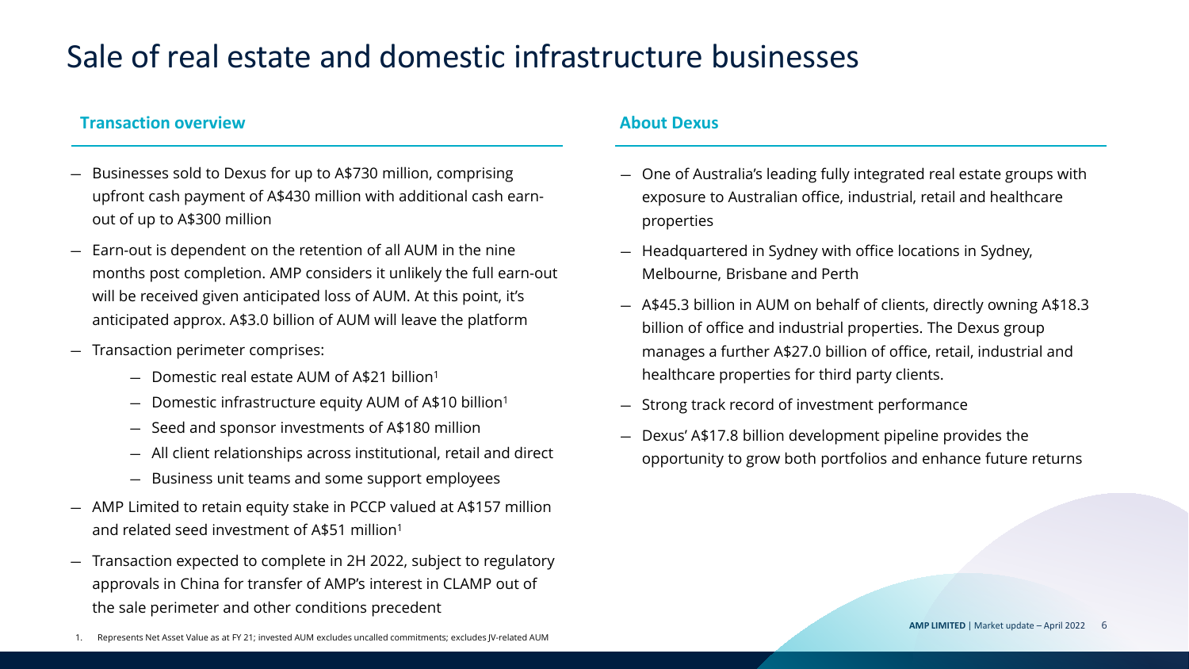# Sale of real estate and domestic infrastructure businesses

## Transaction overview

- Businesses sold to Dexus for up to A$730 million, comprising upfront cash payment of A$430 million with additional cash earn-out of up to A$300 million
- Earn-out is dependent on the retention of all AUM in the nine months post completion. AMP considers it unlikely the full earn-out will be received given anticipated loss of AUM. At this point, it's anticipated approx. A$3.0 billion of AUM will leave the platform
- Transaction perimeter comprises:
  - Domestic real estate AUM of A$21 billion[1]
  - Domestic infrastructure equity AUM of A$10 billion[1]
  - Seed and sponsor investments of A$180 million
  - All client relationships across institutional, retail and direct
  - Business unit teams and some support employees
- AMP Limited to retain equity stake in PCCP valued at A$157 million and related seed investment of A$51 million[1]
- Transaction expected to complete in 2H 2022, subject to regulatory approvals in China for transfer of AMP's interest in CLAMP out of the sale perimeter and other conditions precedent

## About Dexus

- One of Australia's leading fully integrated real estate groups with exposure to Australian office, industrial, retail and healthcare properties
- Headquartered in Sydney with office locations in Sydney, Melbourne, Brisbane and Perth
- A$45.3 billion in AUM on behalf of clients, directly owning A$18.3 billion of office and industrial properties. The Dexus group manages a further A$27.0 billion of office, retail, industrial and healthcare properties for third party clients.
- Strong track record of investment performance
- Dexus' A$17.8 billion development pipeline provides the opportunity to grow both portfolios and enhance future returns

1. Represents Net Asset Value as at FY 21; invested AUM excludes uncalled commitments; excludes JV-related AUM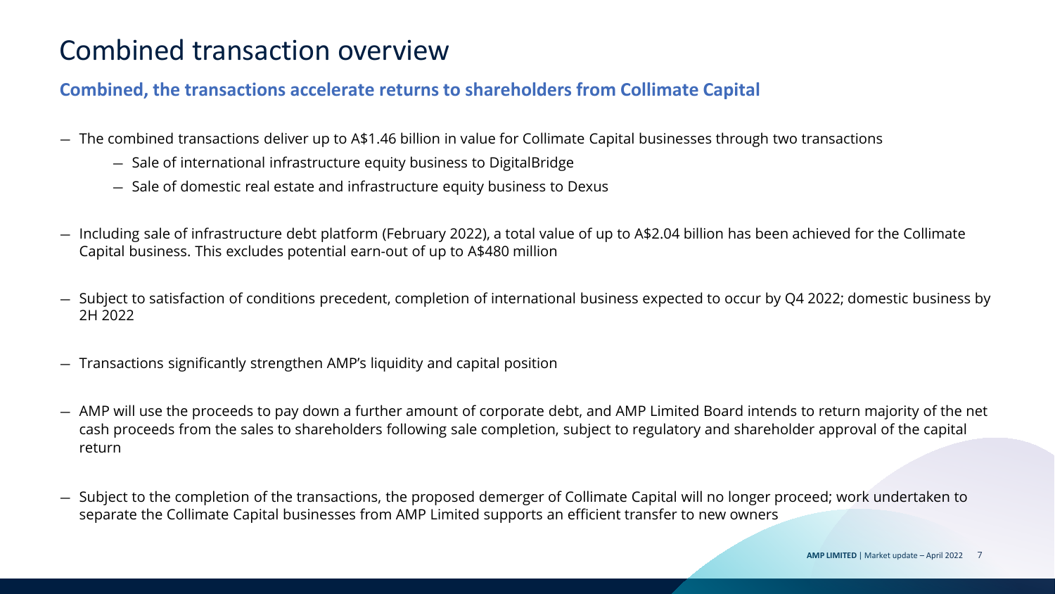# Combined transaction overview

## Combined, the transactions accelerate returns to shareholders from Collimate Capital

- The combined transactions deliver up to A$1.46 billion in value for Collimate Capital businesses through two transactions
  - Sale of international infrastructure equity business to DigitalBridge
  - Sale of domestic real estate and infrastructure equity business to Dexus
- Including sale of infrastructure debt platform (February 2022), a total value of up to A$2.04 billion has been achieved for the Collimate Capital business. This excludes potential earn-out of up to A$480 million
- Subject to satisfaction of conditions precedent, completion of international business expected to occur by Q4 2022; domestic business by 2H 2022
- Transactions significantly strengthen AMP's liquidity and capital position
- AMP will use the proceeds to pay down a further amount of corporate debt, and AMP Limited Board intends to return majority of the net cash proceeds from the sales to shareholders following sale completion, subject to regulatory and shareholder approval of the capital return
- Subject to the completion of the transactions, the proposed demerger of Collimate Capital will no longer proceed; work undertaken to separate the Collimate Capital businesses from AMP Limited supports an efficient transfer to new owners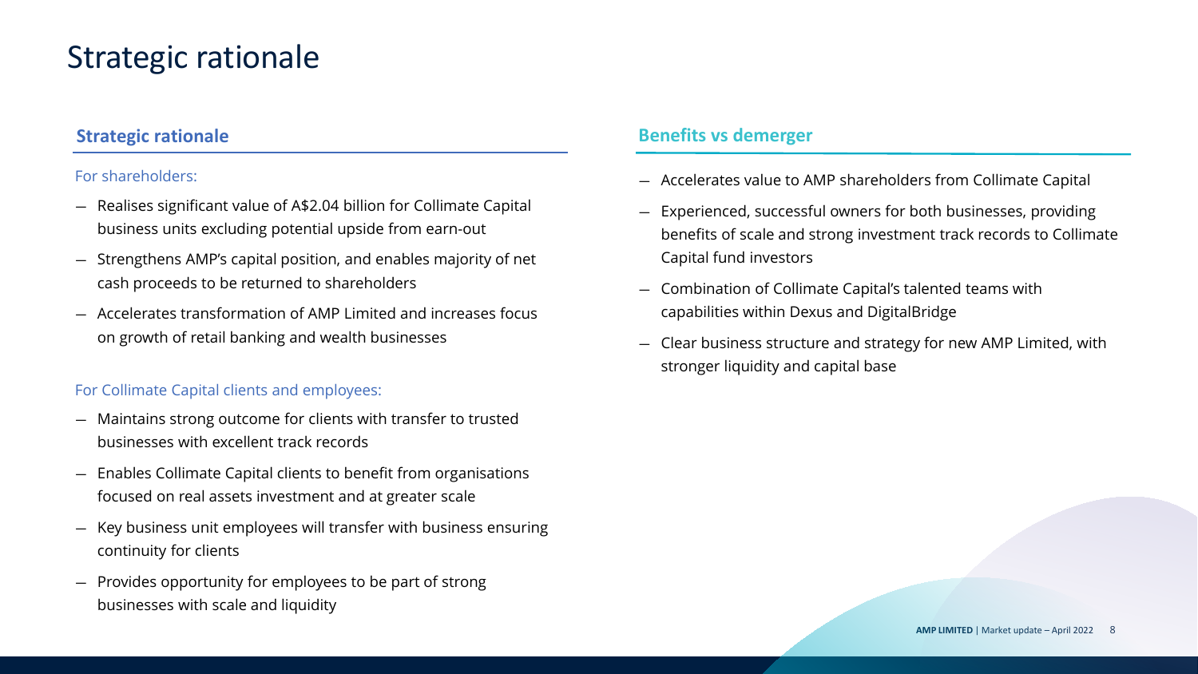# Strategic rationale

## Strategic rationale

For shareholders:

- Realises significant value of A$2.04 billion for Collimate Capital business units excluding potential upside from earn-out
- Strengthens AMP's capital position, and enables majority of net cash proceeds to be returned to shareholders
- Accelerates transformation of AMP Limited and increases focus on growth of retail banking and wealth businesses

For Collimate Capital clients and employees:

- Maintains strong outcome for clients with transfer to trusted businesses with excellent track records
- Enables Collimate Capital clients to benefit from organisations focused on real assets investment and at greater scale
- Key business unit employees will transfer with business ensuring continuity for clients
- Provides opportunity for employees to be part of strong businesses with scale and liquidity

## Benefits vs demerger

- Accelerates value to AMP shareholders from Collimate Capital
- Experienced, successful owners for both businesses, providing benefits of scale and strong investment track records to Collimate Capital fund investors
- Combination of Collimate Capital's talented teams with capabilities within Dexus and DigitalBridge
- Clear business structure and strategy for new AMP Limited, with stronger liquidity and capital base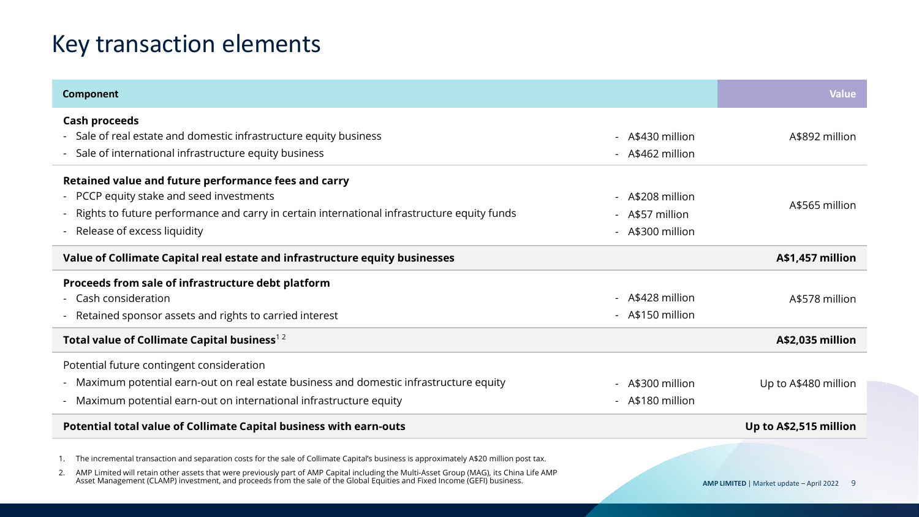# Key transaction elements

| Component | | Value |
|---|---|---|
| **Cash proceeds**<br>- Sale of real estate and domestic infrastructure equity business<br>- Sale of international infrastructure equity business | - A$430 million<br>- A$462 million | A$892 million |
| **Retained value and future performance fees and carry**<br>- PCCP equity stake and seed investments<br>- Rights to future performance and carry in certain international infrastructure equity funds<br>- Release of excess liquidity | - A$208 million<br>- A$57 million<br>- A$300 million | A$565 million |
| **Value of Collimate Capital real estate and infrastructure equity businesses** | | **A$1,457 million** |
| **Proceeds from sale of infrastructure debt platform**<br>- Cash consideration<br>- Retained sponsor assets and rights to carried interest | - A$428 million<br>- A$150 million | A$578 million |
| **Total value of Collimate Capital business**[1 2] | | **A$2,035 million** |
| Potential future contingent consideration<br>- Maximum potential earn-out on real estate business and domestic infrastructure equity<br>- Maximum potential earn-out on international infrastructure equity | - A$300 million<br>- A$180 million | Up to A$480 million |
| **Potential total value of Collimate Capital business with earn-outs** | | **Up to A$2,515 million** |

1. The incremental transaction and separation costs for the sale of Collimate Capital's business is approximately A$20 million post tax.
2. AMP Limited will retain other assets that were previously part of AMP Capital including the Multi-Asset Group (MAG), its China Life AMP Asset Management (CLAMP) investment, and proceeds from the sale of the Global Equities and Fixed Income (GEFI) business.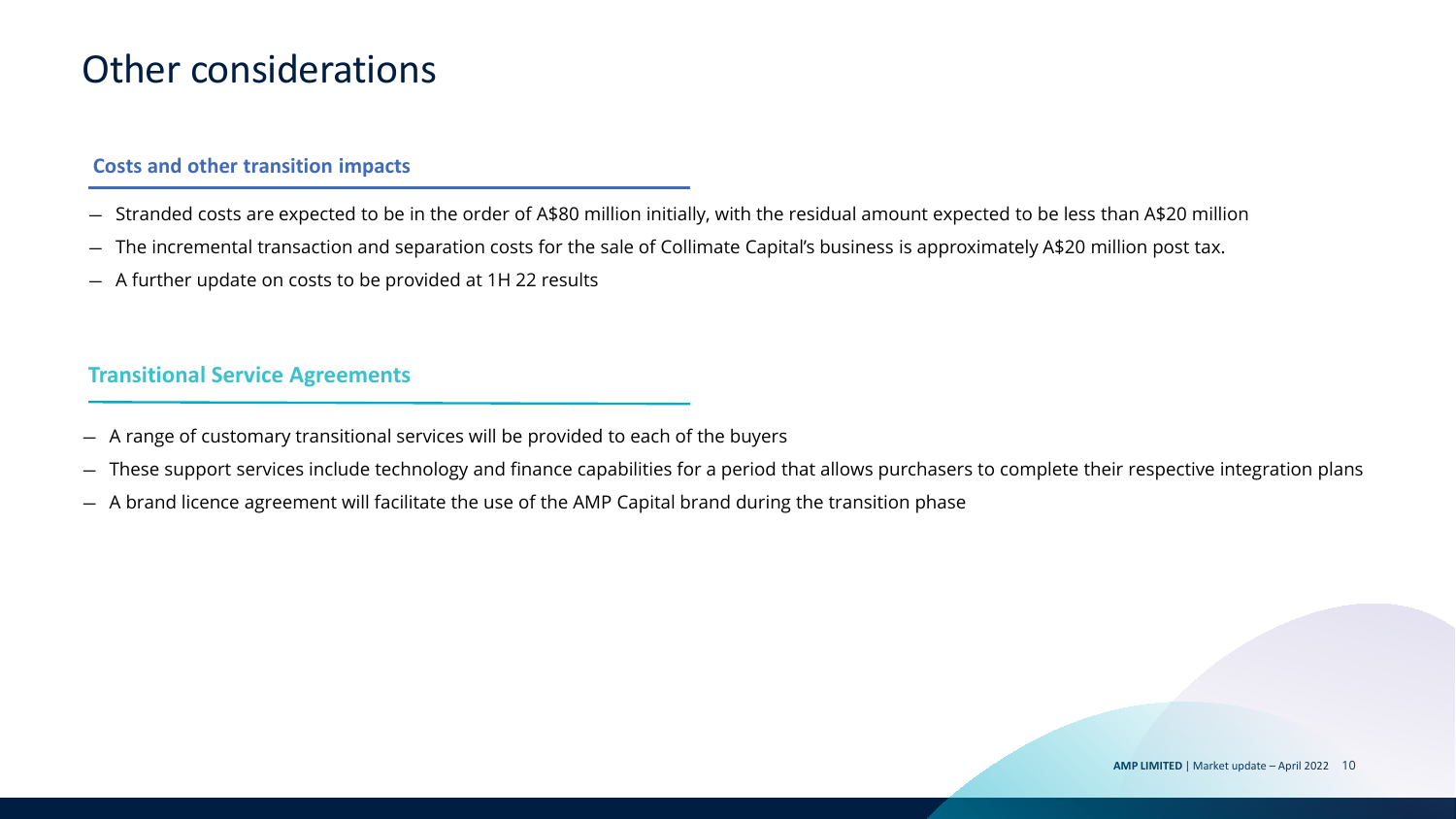# Other considerations

### Costs and other transition impacts

- Stranded costs are expected to be in the order of A$80 million initially, with the residual amount expected to be less than A$20 million
- The incremental transaction and separation costs for the sale of Collimate Capital's business is approximately A$20 million post tax.
- A further update on costs to be provided at 1H 22 results

### Transitional Service Agreements

- A range of customary transitional services will be provided to each of the buyers
- These support services include technology and finance capabilities for a period that allows purchasers to complete their respective integration plans
- A brand licence agreement will facilitate the use of the AMP Capital brand during the transition phase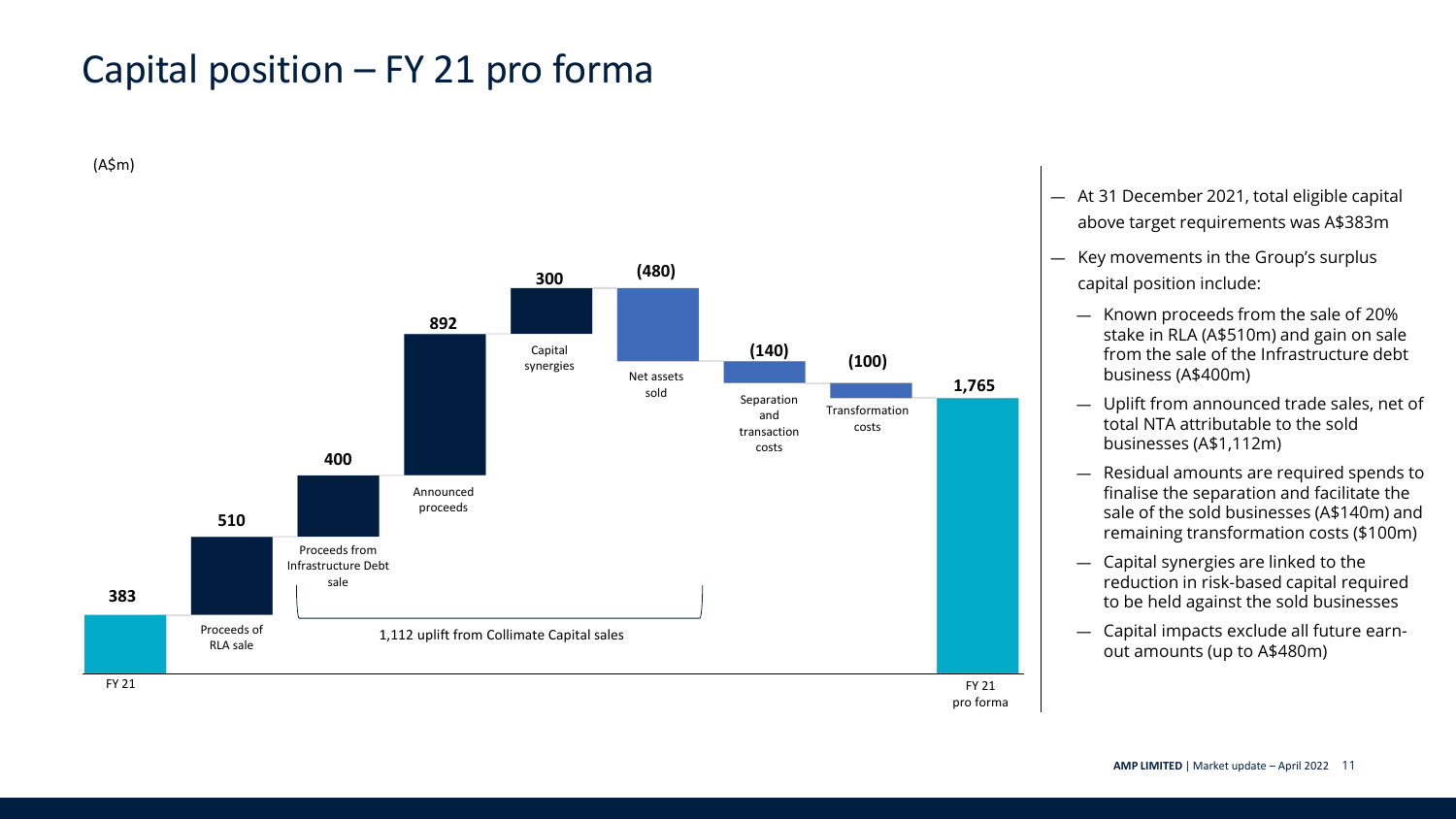# Capital position – FY 21 pro forma

(A$m)

| Item | A$m |
| --- | --- |
| FY 21 | 383 |
| Proceeds of RLA sale | 510 |
| Proceeds from Infrastructure Debt sale | 400 |
| Announced proceeds | 892 |
| Capital synergies | 300 |
| Net assets sold | (480) |
| Separation and transaction costs | (140) |
| Transformation costs | (100) |
| FY 21 pro forma | 1,765 |

1,112 uplift from Collimate Capital sales

- At 31 December 2021, total eligible capital above target requirements was A$383m
- Key movements in the Group's surplus capital position include:
  - Known proceeds from the sale of 20% stake in RLA (A$510m) and gain on sale from the sale of the Infrastructure debt business (A$400m)
  - Uplift from announced trade sales, net of total NTA attributable to the sold businesses (A$1,112m)
  - Residual amounts are required spends to finalise the separation and facilitate the sale of the sold businesses (A$140m) and remaining transformation costs ($100m)
  - Capital synergies are linked to the reduction in risk-based capital required to be held against the sold businesses
  - Capital impacts exclude all future earn-out amounts (up to A$480m)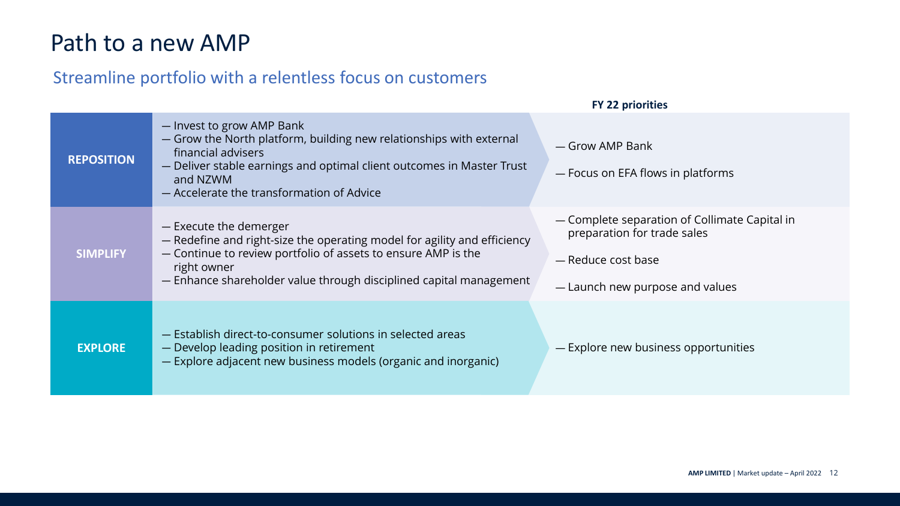# Path to a new AMP

## Streamline portfolio with a relentless focus on customers

| | | FY 22 priorities |
|---|---|---|
| **REPOSITION** | — Invest to grow AMP Bank<br>— Grow the North platform, building new relationships with external financial advisers<br>— Deliver stable earnings and optimal client outcomes in Master Trust and NZWM<br>— Accelerate the transformation of Advice | — Grow AMP Bank<br>— Focus on EFA flows in platforms |
| **SIMPLIFY** | — Execute the demerger<br>— Redefine and right-size the operating model for agility and efficiency<br>— Continue to review portfolio of assets to ensure AMP is the right owner<br>— Enhance shareholder value through disciplined capital management | — Complete separation of Collimate Capital in preparation for trade sales<br>— Reduce cost base<br>— Launch new purpose and values |
| **EXPLORE** | — Establish direct-to-consumer solutions in selected areas<br>— Develop leading position in retirement<br>— Explore adjacent new business models (organic and inorganic) | — Explore new business opportunities |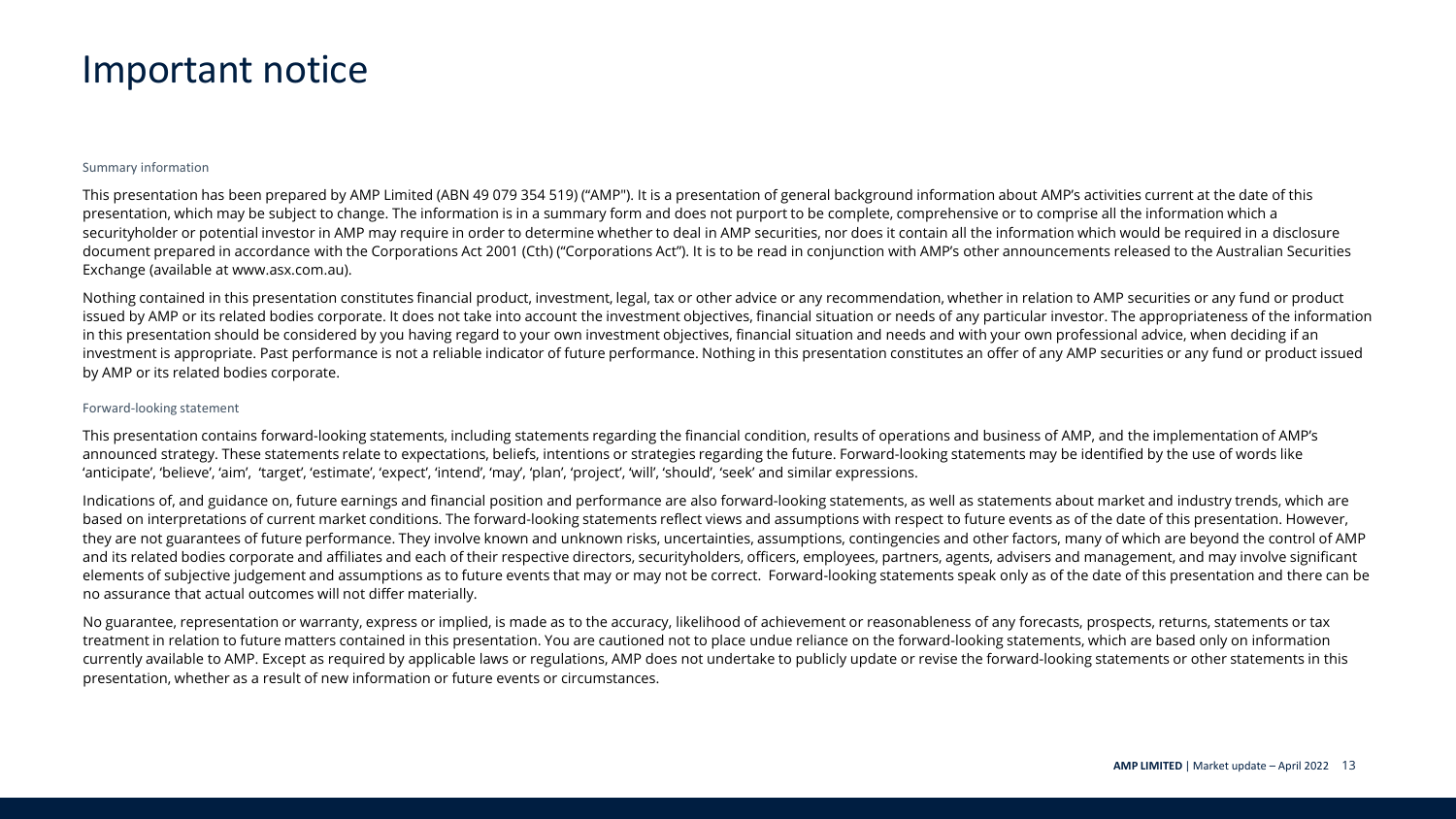# Important notice

### Summary information

This presentation has been prepared by AMP Limited (ABN 49 079 354 519) ("AMP"). It is a presentation of general background information about AMP's activities current at the date of this presentation, which may be subject to change. The information is in a summary form and does not purport to be complete, comprehensive or to comprise all the information which a securityholder or potential investor in AMP may require in order to determine whether to deal in AMP securities, nor does it contain all the information which would be required in a disclosure document prepared in accordance with the Corporations Act 2001 (Cth) ("Corporations Act"). It is to be read in conjunction with AMP's other announcements released to the Australian Securities Exchange (available at www.asx.com.au).

Nothing contained in this presentation constitutes financial product, investment, legal, tax or other advice or any recommendation, whether in relation to AMP securities or any fund or product issued by AMP or its related bodies corporate. It does not take into account the investment objectives, financial situation or needs of any particular investor. The appropriateness of the information in this presentation should be considered by you having regard to your own investment objectives, financial situation and needs and with your own professional advice, when deciding if an investment is appropriate. Past performance is not a reliable indicator of future performance. Nothing in this presentation constitutes an offer of any AMP securities or any fund or product issued by AMP or its related bodies corporate.

### Forward-looking statement

This presentation contains forward-looking statements, including statements regarding the financial condition, results of operations and business of AMP, and the implementation of AMP's announced strategy. These statements relate to expectations, beliefs, intentions or strategies regarding the future. Forward-looking statements may be identified by the use of words like 'anticipate', 'believe', 'aim', 'target', 'estimate', 'expect', 'intend', 'may', 'plan', 'project', 'will', 'should', 'seek' and similar expressions.

Indications of, and guidance on, future earnings and financial position and performance are also forward-looking statements, as well as statements about market and industry trends, which are based on interpretations of current market conditions. The forward-looking statements reflect views and assumptions with respect to future events as of the date of this presentation. However, they are not guarantees of future performance. They involve known and unknown risks, uncertainties, assumptions, contingencies and other factors, many of which are beyond the control of AMP and its related bodies corporate and affiliates and each of their respective directors, securityholders, officers, employees, partners, agents, advisers and management, and may involve significant elements of subjective judgement and assumptions as to future events that may or may not be correct. Forward-looking statements speak only as of the date of this presentation and there can be no assurance that actual outcomes will not differ materially.

No guarantee, representation or warranty, express or implied, is made as to the accuracy, likelihood of achievement or reasonableness of any forecasts, prospects, returns, statements or tax treatment in relation to future matters contained in this presentation. You are cautioned not to place undue reliance on the forward-looking statements, which are based only on information currently available to AMP. Except as required by applicable laws or regulations, AMP does not undertake to publicly update or revise the forward-looking statements or other statements in this presentation, whether as a result of new information or future events or circumstances.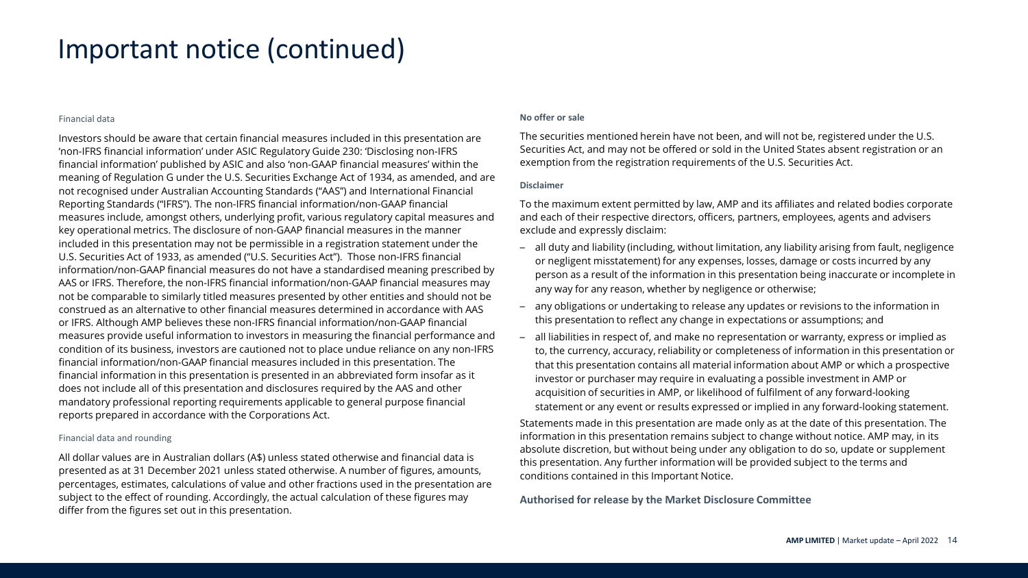# Important notice (continued)

### Financial data

Investors should be aware that certain financial measures included in this presentation are 'non-IFRS financial information' under ASIC Regulatory Guide 230: 'Disclosing non-IFRS financial information' published by ASIC and also 'non-GAAP financial measures' within the meaning of Regulation G under the U.S. Securities Exchange Act of 1934, as amended, and are not recognised under Australian Accounting Standards ("AAS") and International Financial Reporting Standards ("IFRS"). The non-IFRS financial information/non-GAAP financial measures include, amongst others, underlying profit, various regulatory capital measures and key operational metrics. The disclosure of non-GAAP financial measures in the manner included in this presentation may not be permissible in a registration statement under the U.S. Securities Act of 1933, as amended ("U.S. Securities Act"). Those non-IFRS financial information/non-GAAP financial measures do not have a standardised meaning prescribed by AAS or IFRS. Therefore, the non-IFRS financial information/non-GAAP financial measures may not be comparable to similarly titled measures presented by other entities and should not be construed as an alternative to other financial measures determined in accordance with AAS or IFRS. Although AMP believes these non-IFRS financial information/non-GAAP financial measures provide useful information to investors in measuring the financial performance and condition of its business, investors are cautioned not to place undue reliance on any non-IFRS financial information/non-GAAP financial measures included in this presentation. The financial information in this presentation is presented in an abbreviated form insofar as it does not include all of this presentation and disclosures required by the AAS and other mandatory professional reporting requirements applicable to general purpose financial reports prepared in accordance with the Corporations Act.

### Financial data and rounding

All dollar values are in Australian dollars (A$) unless stated otherwise and financial data is presented as at 31 December 2021 unless stated otherwise. A number of figures, amounts, percentages, estimates, calculations of value and other fractions used in the presentation are subject to the effect of rounding. Accordingly, the actual calculation of these figures may differ from the figures set out in this presentation.

### No offer or sale

The securities mentioned herein have not been, and will not be, registered under the U.S. Securities Act, and may not be offered or sold in the United States absent registration or an exemption from the registration requirements of the U.S. Securities Act.

### Disclaimer

To the maximum extent permitted by law, AMP and its affiliates and related bodies corporate and each of their respective directors, officers, partners, employees, agents and advisers exclude and expressly disclaim:

- all duty and liability (including, without limitation, any liability arising from fault, negligence or negligent misstatement) for any expenses, losses, damage or costs incurred by any person as a result of the information in this presentation being inaccurate or incomplete in any way for any reason, whether by negligence or otherwise;
- any obligations or undertaking to release any updates or revisions to the information in this presentation to reflect any change in expectations or assumptions; and
- all liabilities in respect of, and make no representation or warranty, express or implied as to, the currency, accuracy, reliability or completeness of information in this presentation or that this presentation contains all material information about AMP or which a prospective investor or purchaser may require in evaluating a possible investment in AMP or acquisition of securities in AMP, or likelihood of fulfilment of any forward-looking statement or any event or results expressed or implied in any forward-looking statement.

Statements made in this presentation are made only as at the date of this presentation. The information in this presentation remains subject to change without notice. AMP may, in its absolute discretion, but without being under any obligation to do so, update or supplement this presentation. Any further information will be provided subject to the terms and conditions contained in this Important Notice.

**Authorised for release by the Market Disclosure Committee**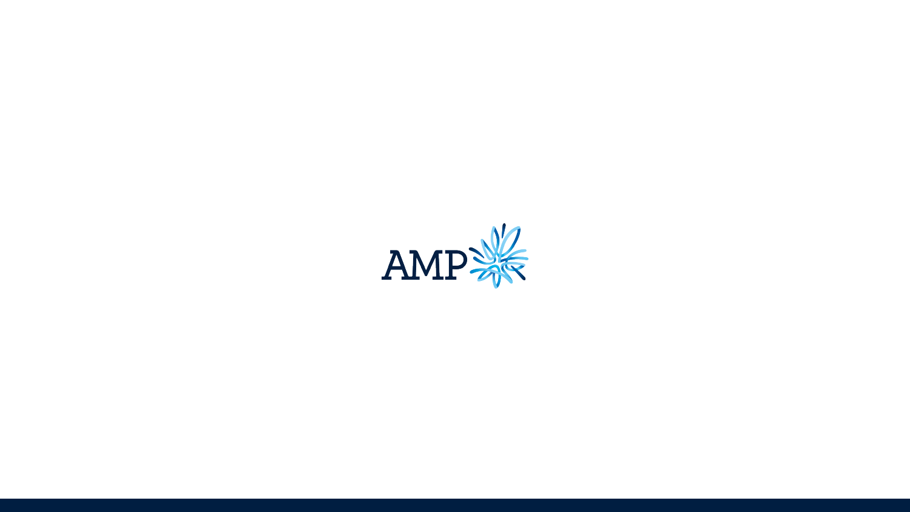AMP